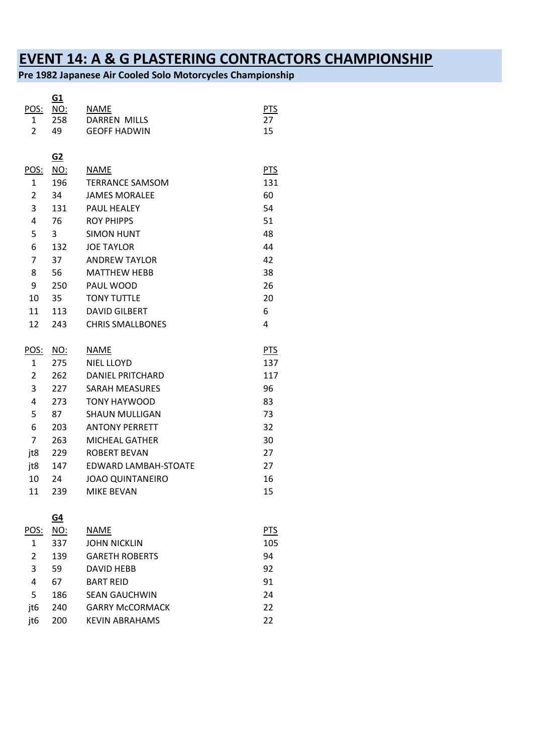# EVENT 14: A & G PLASTERING CONTRACTORS CHAMPIONSHIP

**Pre 1982 Japanese Air Cooled Solo Motorcycles Championship**

**G1**

| POS: | NO: | NAME | PTS |
|---|---|---|---|
| 1 | 258 | DARREN MILLS | 27 |
| 2 | 49 | GEOFF HADWIN | 15 |

**G2**

| POS: | NO: | NAME | PTS |
|---|---|---|---|
| 1 | 196 | TERRANCE SAMSOM | 131 |
| 2 | 34 | JAMES MORALEE | 60 |
| 3 | 131 | PAUL HEALEY | 54 |
| 4 | 76 | ROY PHIPPS | 51 |
| 5 | 3 | SIMON HUNT | 48 |
| 6 | 132 | JOE TAYLOR | 44 |
| 7 | 37 | ANDREW TAYLOR | 42 |
| 8 | 56 | MATTHEW HEBB | 38 |
| 9 | 250 | PAUL WOOD | 26 |
| 10 | 35 | TONY TUTTLE | 20 |
| 11 | 113 | DAVID GILBERT | 6 |
| 12 | 243 | CHRIS SMALLBONES | 4 |

| POS: | NO: | NAME | PTS |
|---|---|---|---|
| 1 | 275 | NIEL LLOYD | 137 |
| 2 | 262 | DANIEL PRITCHARD | 117 |
| 3 | 227 | SARAH MEASURES | 96 |
| 4 | 273 | TONY HAYWOOD | 83 |
| 5 | 87 | SHAUN MULLIGAN | 73 |
| 6 | 203 | ANTONY PERRETT | 32 |
| 7 | 263 | MICHEAL GATHER | 30 |
| jt8 | 229 | ROBERT BEVAN | 27 |
| jt8 | 147 | EDWARD LAMBAH-STOATE | 27 |
| 10 | 24 | JOAO QUINTANEIRO | 16 |
| 11 | 239 | MIKE BEVAN | 15 |

**G4**

| POS: | NO: | NAME | PTS |
|---|---|---|---|
| 1 | 337 | JOHN NICKLIN | 105 |
| 2 | 139 | GARETH ROBERTS | 94 |
| 3 | 59 | DAVID HEBB | 92 |
| 4 | 67 | BART REID | 91 |
| 5 | 186 | SEAN GAUCHWIN | 24 |
| jt6 | 240 | GARRY McCORMACK | 22 |
| jt6 | 200 | KEVIN ABRAHAMS | 22 |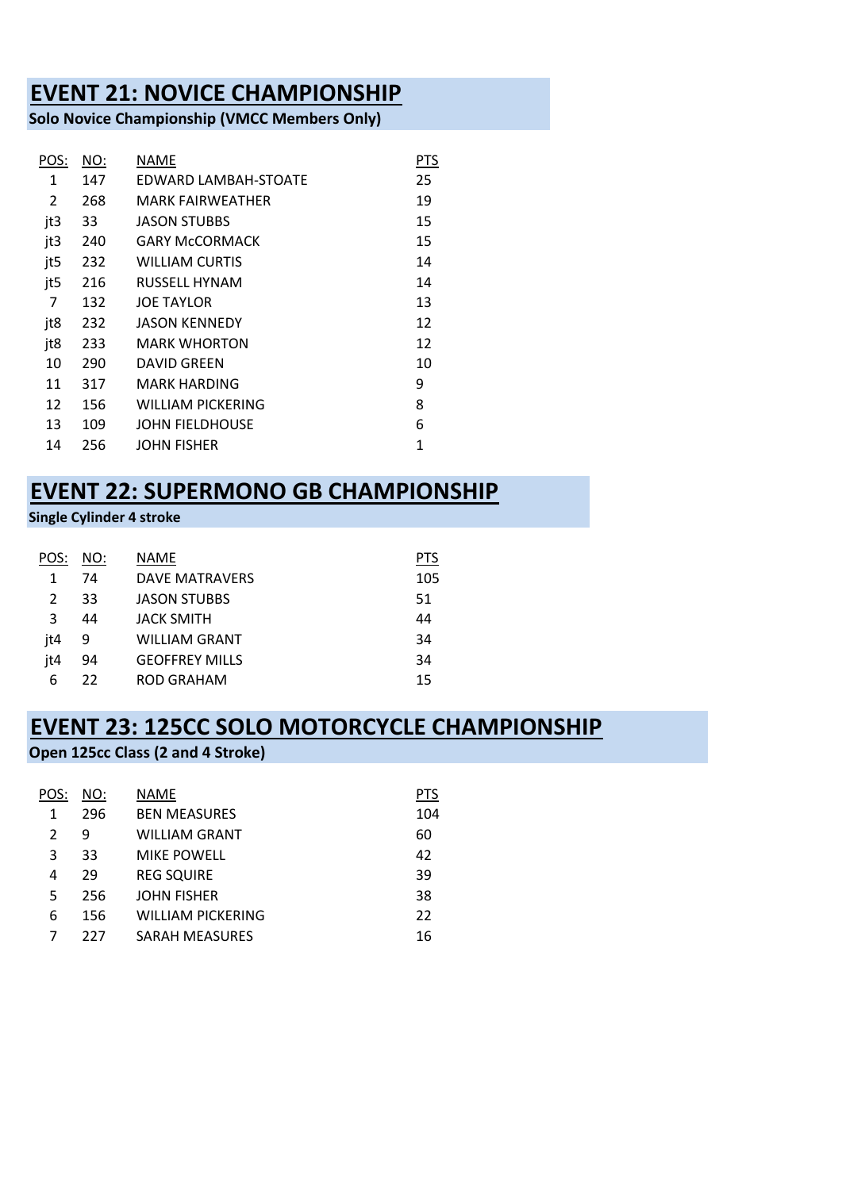## EVENT 21: NOVICE CHAMPIONSHIP

**Solo Novice Championship (VMCC Members Only)**

| POS: | NO: | NAME | PTS |
|---|---|---|---|
| 1 | 147 | EDWARD LAMBAH-STOATE | 25 |
| 2 | 268 | MARK FAIRWEATHER | 19 |
| jt3 | 33 | JASON STUBBS | 15 |
| jt3 | 240 | GARY McCORMACK | 15 |
| jt5 | 232 | WILLIAM CURTIS | 14 |
| jt5 | 216 | RUSSELL HYNAM | 14 |
| 7 | 132 | JOE TAYLOR | 13 |
| jt8 | 232 | JASON KENNEDY | 12 |
| jt8 | 233 | MARK WHORTON | 12 |
| 10 | 290 | DAVID GREEN | 10 |
| 11 | 317 | MARK HARDING | 9 |
| 12 | 156 | WILLIAM PICKERING | 8 |
| 13 | 109 | JOHN FIELDHOUSE | 6 |
| 14 | 256 | JOHN FISHER | 1 |

## EVENT 22: SUPERMONO GB CHAMPIONSHIP

**Single Cylinder 4 stroke**

| POS: | NO: | NAME | PTS |
|---|---|---|---|
| 1 | 74 | DAVE MATRAVERS | 105 |
| 2 | 33 | JASON STUBBS | 51 |
| 3 | 44 | JACK SMITH | 44 |
| jt4 | 9 | WILLIAM GRANT | 34 |
| jt4 | 94 | GEOFFREY MILLS | 34 |
| 6 | 22 | ROD GRAHAM | 15 |

## EVENT 23: 125CC SOLO MOTORCYCLE CHAMPIONSHIP

**Open 125cc Class (2 and 4 Stroke)**

| POS: | NO: | NAME | PTS |
|---|---|---|---|
| 1 | 296 | BEN MEASURES | 104 |
| 2 | 9 | WILLIAM GRANT | 60 |
| 3 | 33 | MIKE POWELL | 42 |
| 4 | 29 | REG SQUIRE | 39 |
| 5 | 256 | JOHN FISHER | 38 |
| 6 | 156 | WILLIAM PICKERING | 22 |
| 7 | 227 | SARAH MEASURES | 16 |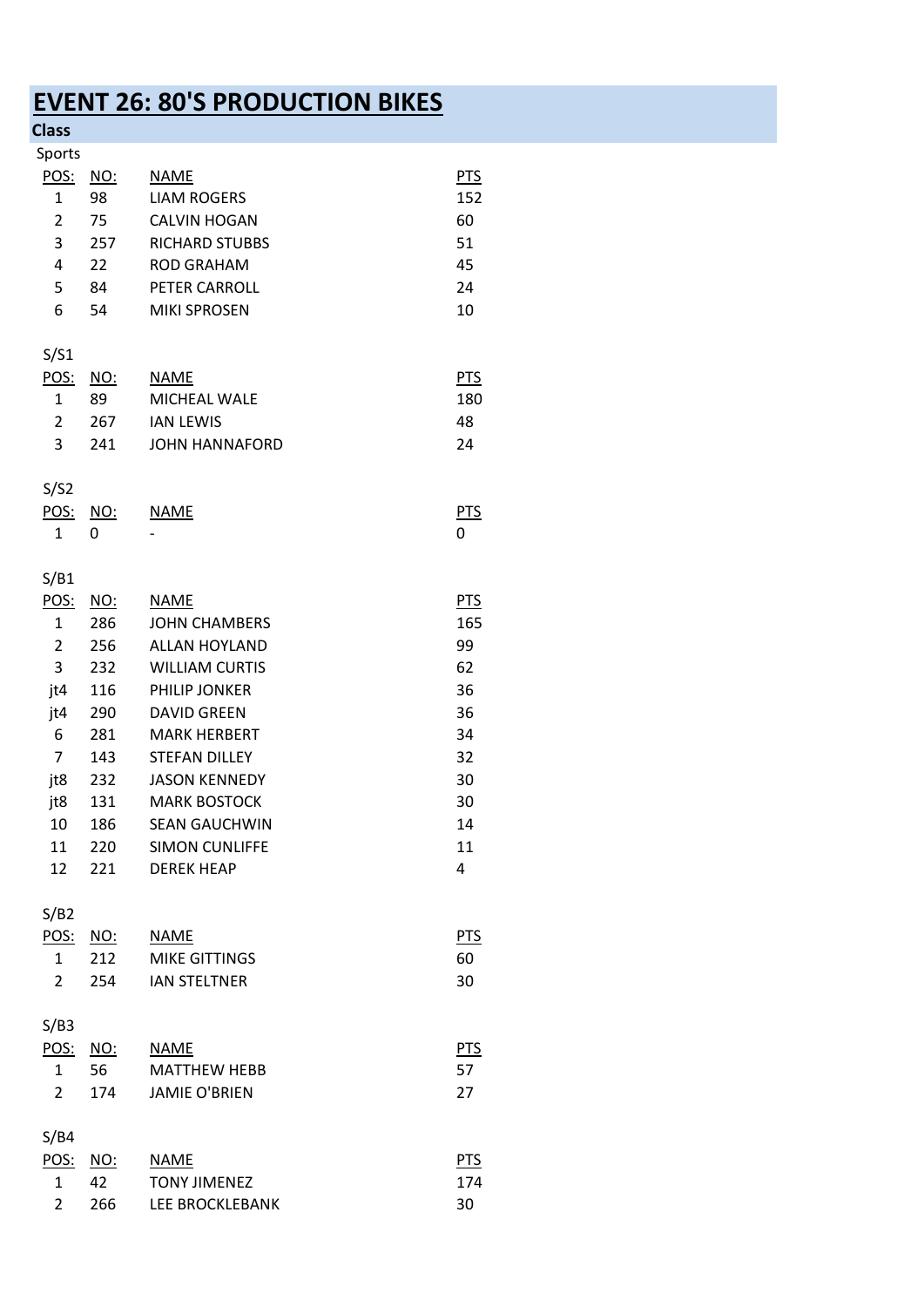# EVENT 26: 80'S PRODUCTION BIKES

**Class**

Sports

| POS: | NO: | NAME | PTS |
|---|---|---|---|
| 1 | 98 | LIAM ROGERS | 152 |
| 2 | 75 | CALVIN HOGAN | 60 |
| 3 | 257 | RICHARD STUBBS | 51 |
| 4 | 22 | ROD GRAHAM | 45 |
| 5 | 84 | PETER CARROLL | 24 |
| 6 | 54 | MIKI SPROSEN | 10 |

S/S1

| POS: | NO: | NAME | PTS |
|---|---|---|---|
| 1 | 89 | MICHEAL WALE | 180 |
| 2 | 267 | IAN LEWIS | 48 |
| 3 | 241 | JOHN HANNAFORD | 24 |

S/S2

| POS: | NO: | NAME | PTS |
|---|---|---|---|
| 1 | 0 | - | 0 |

S/B1

| POS: | NO: | NAME | PTS |
|---|---|---|---|
| 1 | 286 | JOHN CHAMBERS | 165 |
| 2 | 256 | ALLAN HOYLAND | 99 |
| 3 | 232 | WILLIAM CURTIS | 62 |
| jt4 | 116 | PHILIP JONKER | 36 |
| jt4 | 290 | DAVID GREEN | 36 |
| 6 | 281 | MARK HERBERT | 34 |
| 7 | 143 | STEFAN DILLEY | 32 |
| jt8 | 232 | JASON KENNEDY | 30 |
| jt8 | 131 | MARK BOSTOCK | 30 |
| 10 | 186 | SEAN GAUCHWIN | 14 |
| 11 | 220 | SIMON CUNLIFFE | 11 |
| 12 | 221 | DEREK HEAP | 4 |

S/B2

| POS: | NO: | NAME | PTS |
|---|---|---|---|
| 1 | 212 | MIKE GITTINGS | 60 |
| 2 | 254 | IAN STELTNER | 30 |

S/B3

| POS: | NO: | NAME | PTS |
|---|---|---|---|
| 1 | 56 | MATTHEW HEBB | 57 |
| 2 | 174 | JAMIE O'BRIEN | 27 |

S/B4

| POS: | NO: | NAME | PTS |
|---|---|---|---|
| 1 | 42 | TONY JIMENEZ | 174 |
| 2 | 266 | LEE BROCKLEBANK | 30 |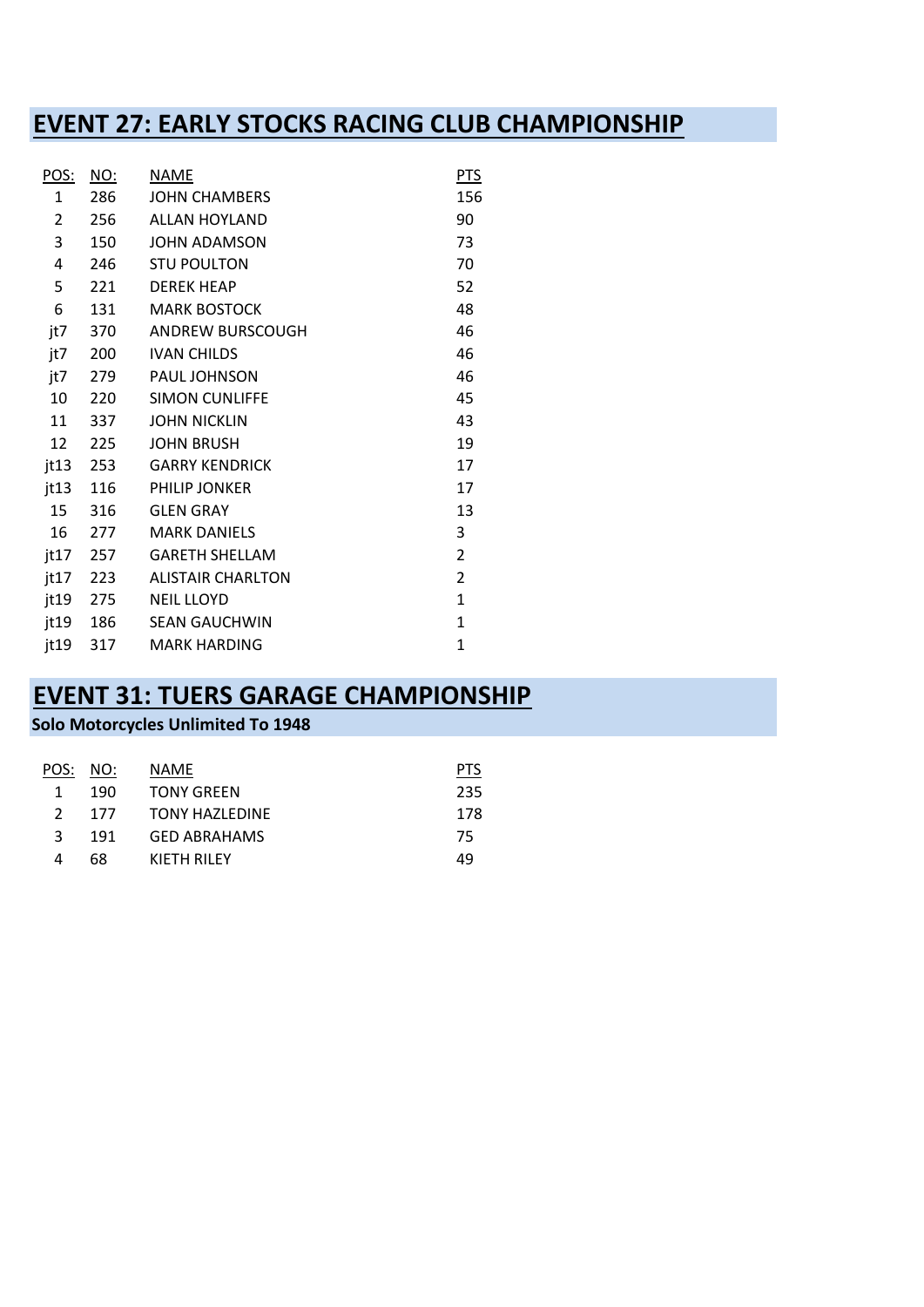## EVENT 27: EARLY STOCKS RACING CLUB CHAMPIONSHIP

| POS: | NO: | NAME | PTS |
|---|---|---|---|
| 1 | 286 | JOHN CHAMBERS | 156 |
| 2 | 256 | ALLAN HOYLAND | 90 |
| 3 | 150 | JOHN ADAMSON | 73 |
| 4 | 246 | STU POULTON | 70 |
| 5 | 221 | DEREK HEAP | 52 |
| 6 | 131 | MARK BOSTOCK | 48 |
| jt7 | 370 | ANDREW BURSCOUGH | 46 |
| jt7 | 200 | IVAN CHILDS | 46 |
| jt7 | 279 | PAUL JOHNSON | 46 |
| 10 | 220 | SIMON CUNLIFFE | 45 |
| 11 | 337 | JOHN NICKLIN | 43 |
| 12 | 225 | JOHN BRUSH | 19 |
| jt13 | 253 | GARRY KENDRICK | 17 |
| jt13 | 116 | PHILIP JONKER | 17 |
| 15 | 316 | GLEN GRAY | 13 |
| 16 | 277 | MARK DANIELS | 3 |
| jt17 | 257 | GARETH SHELLAM | 2 |
| jt17 | 223 | ALISTAIR CHARLTON | 2 |
| jt19 | 275 | NEIL LLOYD | 1 |
| jt19 | 186 | SEAN GAUCHWIN | 1 |
| jt19 | 317 | MARK HARDING | 1 |

## EVENT 31: TUERS GARAGE CHAMPIONSHIP

**Solo Motorcycles Unlimited To 1948**

| POS: | NO: | NAME | PTS |
|---|---|---|---|
| 1 | 190 | TONY GREEN | 235 |
| 2 | 177 | TONY HAZLEDINE | 178 |
| 3 | 191 | GED ABRAHAMS | 75 |
| 4 | 68 | KIETH RILEY | 49 |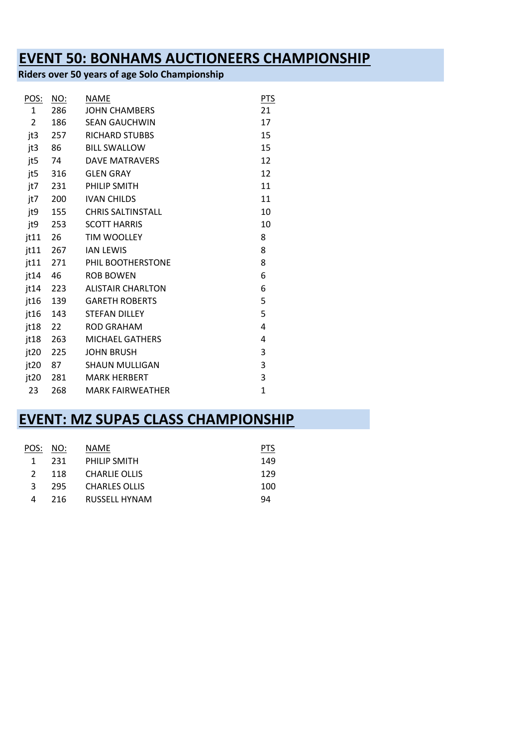# EVENT 50: BONHAMS AUCTIONEERS CHAMPIONSHIP

**Riders over 50 years of age Solo Championship**

| POS: | NO: | NAME | PTS |
|---|---|---|---|
| 1 | 286 | JOHN CHAMBERS | 21 |
| 2 | 186 | SEAN GAUCHWIN | 17 |
| jt3 | 257 | RICHARD STUBBS | 15 |
| jt3 | 86 | BILL SWALLOW | 15 |
| jt5 | 74 | DAVE MATRAVERS | 12 |
| jt5 | 316 | GLEN GRAY | 12 |
| jt7 | 231 | PHILIP SMITH | 11 |
| jt7 | 200 | IVAN CHILDS | 11 |
| jt9 | 155 | CHRIS SALTINSTALL | 10 |
| jt9 | 253 | SCOTT HARRIS | 10 |
| jt11 | 26 | TIM WOOLLEY | 8 |
| jt11 | 267 | IAN LEWIS | 8 |
| jt11 | 271 | PHIL BOOTHERSTONE | 8 |
| jt14 | 46 | ROB BOWEN | 6 |
| jt14 | 223 | ALISTAIR CHARLTON | 6 |
| jt16 | 139 | GARETH ROBERTS | 5 |
| jt16 | 143 | STEFAN DILLEY | 5 |
| jt18 | 22 | ROD GRAHAM | 4 |
| jt18 | 263 | MICHAEL GATHERS | 4 |
| jt20 | 225 | JOHN BRUSH | 3 |
| jt20 | 87 | SHAUN MULLIGAN | 3 |
| jt20 | 281 | MARK HERBERT | 3 |
| 23 | 268 | MARK FAIRWEATHER | 1 |

# EVENT: MZ SUPA5 CLASS CHAMPIONSHIP

| POS: | NO: | NAME | PTS |
|---|---|---|---|
| 1 | 231 | PHILIP SMITH | 149 |
| 2 | 118 | CHARLIE OLLIS | 129 |
| 3 | 295 | CHARLES OLLIS | 100 |
| 4 | 216 | RUSSELL HYNAM | 94 |